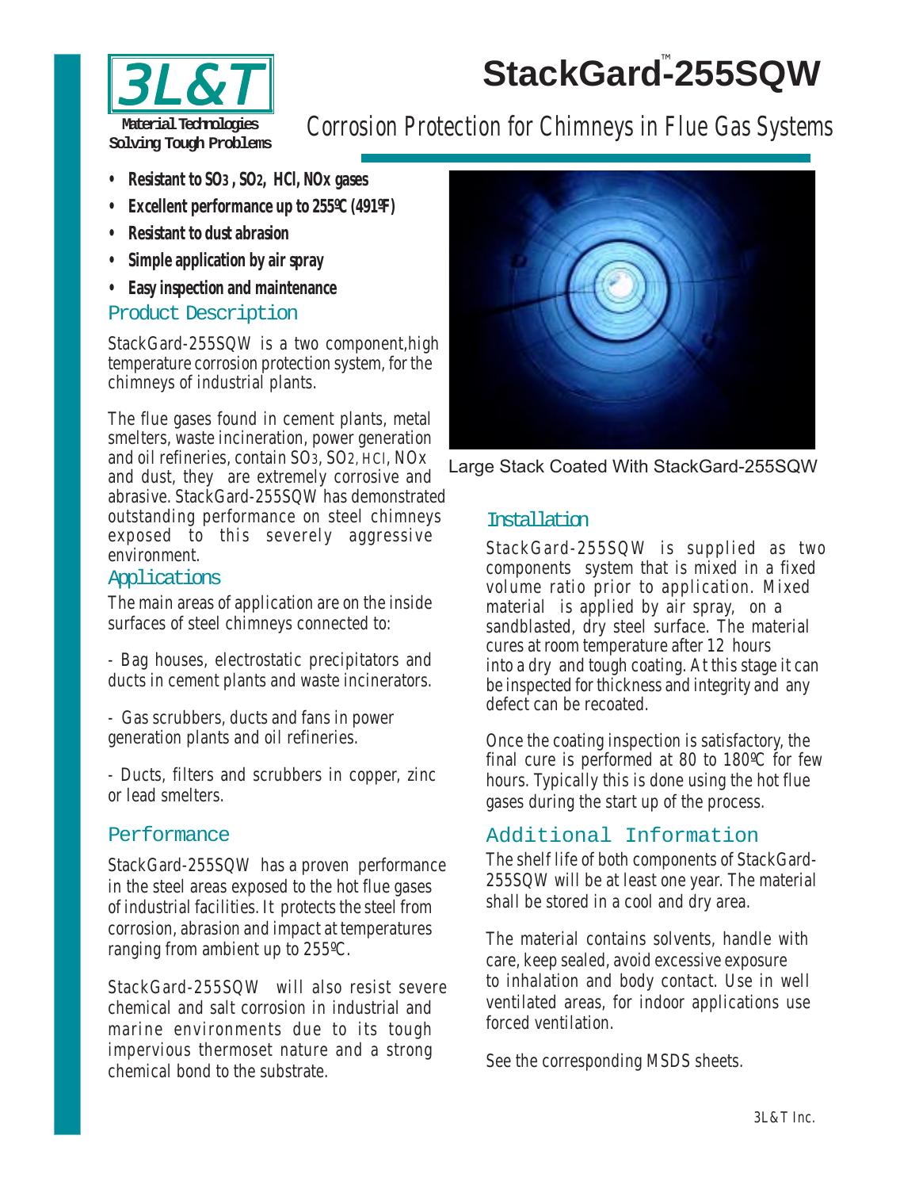# StackGard™-255SQW

3L&T
Material Technologies
Solving Tough Problems

## Corrosion Protection for Chimneys in Flue Gas Systems

- **Resistant to $SO_3$, $SO_2$, HCl, NOx gases**
- **Excellent performance up to 255ºC (491ºF)**
- **Resistant to dust abrasion**
- **Simple application by air spray**
- **Easy inspection and maintenance**

### Product Description

StackGard-255SQW is a two component, high temperature corrosion protection system, for the chimneys of industrial plants.

The flue gases found in cement plants, metal smelters, waste incineration, power generation and oil refineries, contain $SO_3$, $SO_2$, HCl, NOx and dust, they are extremely corrosive and abrasive. StackGard-255SQW has demonstrated outstanding performance on steel chimneys exposed to this severely aggressive environment.

### Applications

The main areas of application are on the inside surfaces of steel chimneys connected to:

- Bag houses, electrostatic precipitators and ducts in cement plants and waste incinerators.

- Gas scrubbers, ducts and fans in power generation plants and oil refineries.

- Ducts, filters and scrubbers in copper, zinc or lead smelters.

### Performance

StackGard-255SQW has a proven performance in the steel areas exposed to the hot flue gases of industrial facilities. It protects the steel from corrosion, abrasion and impact at temperatures ranging from ambient up to 255ºC.

StackGard-255SQW will also resist severe chemical and salt corrosion in industrial and marine environments due to its tough impervious thermoset nature and a strong chemical bond to the substrate.

Large Stack Coated With StackGard-255SQW

### Installation

StackGard-255SQW is supplied as two components system that is mixed in a fixed volume ratio prior to application. Mixed material is applied by air spray, on a sandblasted, dry steel surface. The material cures at room temperature after 12 hours into a dry and tough coating. At this stage it can be inspected for thickness and integrity and any defect can be recoated.

Once the coating inspection is satisfactory, the final cure is performed at 80 to 180ºC for few hours. Typically this is done using the hot flue gases during the start up of the process.

### Additional Information

The shelf life of both components of StackGard-255SQW will be at least one year. The material shall be stored in a cool and dry area.

The material contains solvents, handle with care, keep sealed, avoid excessive exposure to inhalation and body contact. Use in well ventilated areas, for indoor applications use forced ventilation.

See the corresponding MSDS sheets.

3L&T Inc.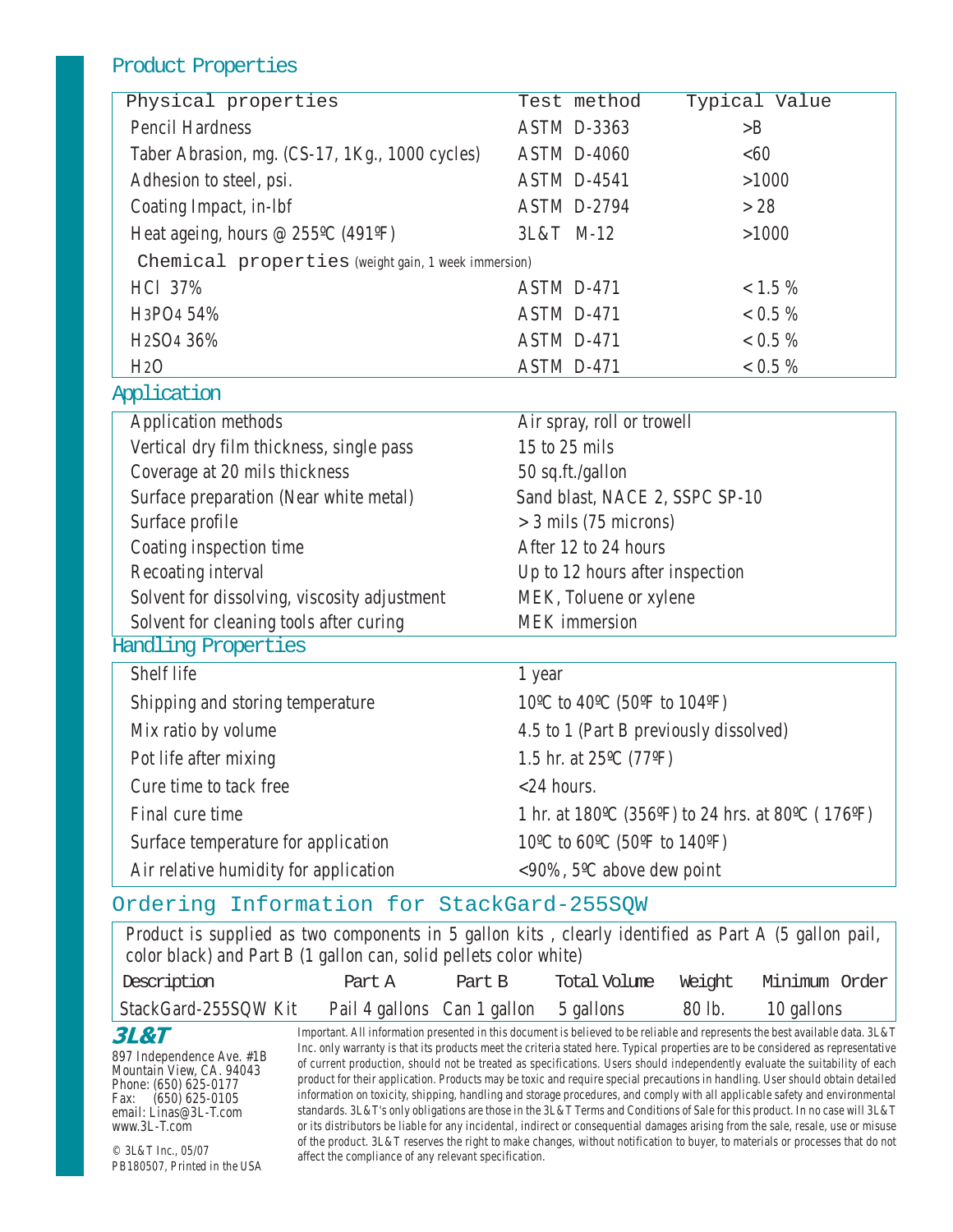## Product Properties

| Physical properties | Test method | Typical Value |
|---|---|---|
| Pencil Hardness | ASTM D-3363 | >B |
| Taber Abrasion, mg. (CS-17, 1Kg., 1000 cycles) | ASTM D-4060 | <60 |
| Adhesion to steel, psi. | ASTM D-4541 | >1000 |
| Coating Impact, in-lbf | ASTM D-2794 | > 28 |
| Heat ageing, hours @ 255ºC (491ºF) | 3L&T M-12 | >1000 |
| **Chemical properties** (weight gain, 1 week immersion) | | |
| HCl 37% | ASTM D-471 | < 1.5 % |
| $H_3PO_4$ 54% | ASTM D-471 | < 0.5 % |
| $H_2SO_4$ 36% | ASTM D-471 | < 0.5 % |
| $H_2O$ | ASTM D-471 | < 0.5 % |

## Application

| | |
|---|---|
| Application methods | Air spray, roll or trowell |
| Vertical dry film thickness, single pass | 15 to 25 mils |
| Coverage at 20 mils thickness | 50 sq.ft./gallon |
| Surface preparation (Near white metal) | Sand blast, NACE 2, SSPC SP-10 |
| Surface profile | > 3 mils (75 microns) |
| Coating inspection time | After 12 to 24 hours |
| Recoating interval | Up to 12 hours after inspection |
| Solvent for dissolving, viscosity adjustment | MEK, Toluene or xylene |
| Solvent for cleaning tools after curing | MEK immersion |

## Handling Properties

| | |
|---|---|
| Shelf life | 1 year |
| Shipping and storing temperature | 10ºC to 40ºC (50ºF to 104ºF) |
| Mix ratio by volume | 4.5 to 1 (Part B previously dissolved) |
| Pot life after mixing | 1.5 hr. at 25ºC (77ºF) |
| Cure time to tack free | <24 hours. |
| Final cure time | 1 hr. at 180ºC (356ºF) to 24 hrs. at 80ºC ( 176ºF) |
| Surface temperature for application | 10ºC to 60ºC (50ºF to 140ºF) |
| Air relative humidity for application | <90%, 5ºC above dew point |

## Ordering Information for StackGard-255SQW

Product is supplied as two components in 5 gallon kits , clearly identified as Part A (5 gallon pail, color black) and Part B (1 gallon can, solid pellets color white)

| Description | Part A | Part B | Total Volume | Weight | Minimum Order |
|---|---|---|---|---|---|
| StackGard-255SQW Kit | Pail 4 gallons | Can 1 gallon | 5 gallons | 80 lb. | 10 gallons |

**3L&T**

897 Independence Ave. #1B
Mountain View, CA. 94043
Phone: (650) 625-0177
Fax: (650) 625-0105
email: Linas@3L-T.com
www.3L-T.com

© 3L&T Inc., 05/07
PB180507, Printed in the USA

*Important. All information presented in this document is believed to be reliable and represents the best available data. 3L&T Inc. only warranty is that its products meet the criteria stated here. Typical properties are to be considered as representative of current production, should not be treated as specifications. Users should independently evaluate the suitability of each product for their application. Products may be toxic and require special precautions in handling. User should obtain detailed information on toxicity, shipping, handling and storage procedures, and comply with all applicable safety and environmental standards. 3L&T's only obligations are those in the 3L&T Terms and Conditions of Sale for this product. In no case will 3L&T or its distributors be liable for any incidental, indirect or consequential damages arising from the sale, resale, use or misuse of the product. 3L&T reserves the right to make changes, without notification to buyer, to materials or processes that do not affect the compliance of any relevant specification.*